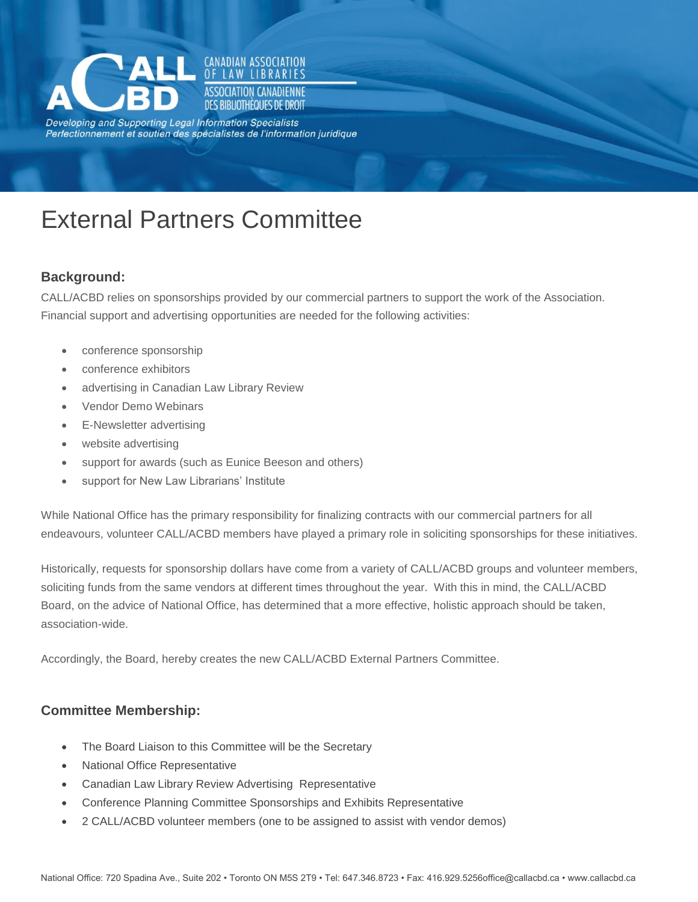CANADIAN ASSOCIATION OF LAW LIBRARIES
ASSOCIATION CANADIENNE DES BIBLIOTHÈQUES DE DROIT

*Developing and Supporting Legal Information Specialists*
*Perfectionnement et soutien des spécialistes de l'information juridique*

# External Partners Committee

### Background:

CALL/ACBD relies on sponsorships provided by our commercial partners to support the work of the Association. Financial support and advertising opportunities are needed for the following activities:

- conference sponsorship
- conference exhibitors
- advertising in Canadian Law Library Review
- Vendor Demo Webinars
- E-Newsletter advertising
- website advertising
- support for awards (such as Eunice Beeson and others)
- support for New Law Librarians' Institute

While National Office has the primary responsibility for finalizing contracts with our commercial partners for all endeavours, volunteer CALL/ACBD members have played a primary role in soliciting sponsorships for these initiatives.

Historically, requests for sponsorship dollars have come from a variety of CALL/ACBD groups and volunteer members, soliciting funds from the same vendors at different times throughout the year. With this in mind, the CALL/ACBD Board, on the advice of National Office, has determined that a more effective, holistic approach should be taken, association-wide.

Accordingly, the Board, hereby creates the new CALL/ACBD External Partners Committee.

### Committee Membership:

- The Board Liaison to this Committee will be the Secretary
- National Office Representative
- Canadian Law Library Review Advertising Representative
- Conference Planning Committee Sponsorships and Exhibits Representative
- 2 CALL/ACBD volunteer members (one to be assigned to assist with vendor demos)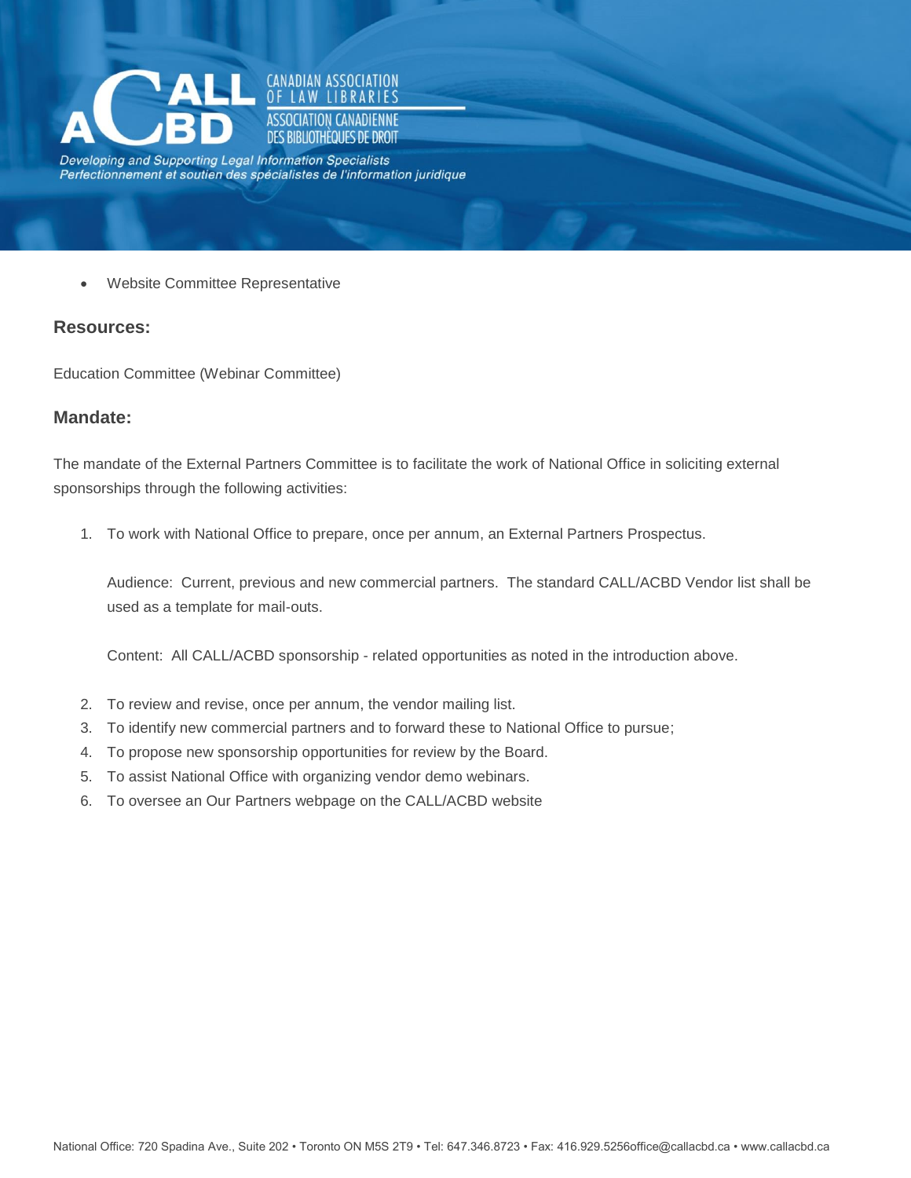- Website Committee Representative

## Resources:

Education Committee (Webinar Committee)

## Mandate:

The mandate of the External Partners Committee is to facilitate the work of National Office in soliciting external sponsorships through the following activities:

1. To work with National Office to prepare, once per annum, an External Partners Prospectus.

   Audience: Current, previous and new commercial partners. The standard CALL/ACBD Vendor list shall be used as a template for mail-outs.

   Content: All CALL/ACBD sponsorship - related opportunities as noted in the introduction above.

2. To review and revise, once per annum, the vendor mailing list.
3. To identify new commercial partners and to forward these to National Office to pursue;
4. To propose new sponsorship opportunities for review by the Board.
5. To assist National Office with organizing vendor demo webinars.
6. To oversee an Our Partners webpage on the CALL/ACBD website